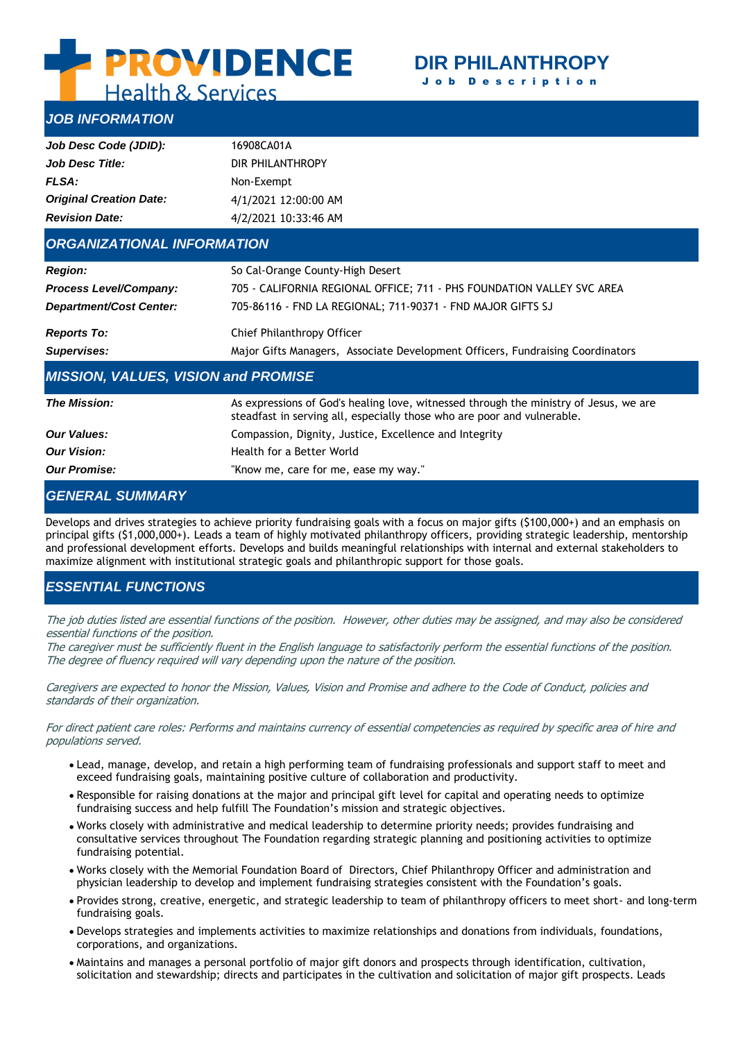# PROVIDENCE Health & Services

# DIR PHILANTHROPY

Job Description

## JOB INFORMATION

| | |
|---|---|
| ***Job Desc Code (JDID):*** | 16908CA01A |
| ***Job Desc Title:*** | DIR PHILANTHROPY |
| ***FLSA:*** | Non-Exempt |
| ***Original Creation Date:*** | 4/1/2021 12:00:00 AM |
| ***Revision Date:*** | 4/2/2021 10:33:46 AM |

## ORGANIZATIONAL INFORMATION

| | |
|---|---|
| ***Region:*** | So Cal-Orange County-High Desert |
| ***Process Level/Company:*** | 705 - CALIFORNIA REGIONAL OFFICE; 711 - PHS FOUNDATION VALLEY SVC AREA |
| ***Department/Cost Center:*** | 705-86116 - FND LA REGIONAL; 711-90371 - FND MAJOR GIFTS SJ |
| ***Reports To:*** | Chief Philanthropy Officer |
| ***Supervises:*** | Major Gifts Managers, Associate Development Officers, Fundraising Coordinators |

## MISSION, VALUES, VISION and PROMISE

| | |
|---|---|
| ***The Mission:*** | As expressions of God's healing love, witnessed through the ministry of Jesus, we are steadfast in serving all, especially those who are poor and vulnerable. |
| ***Our Values:*** | Compassion, Dignity, Justice, Excellence and Integrity |
| ***Our Vision:*** | Health for a Better World |
| ***Our Promise:*** | "Know me, care for me, ease my way." |

## GENERAL SUMMARY

Develops and drives strategies to achieve priority fundraising goals with a focus on major gifts ($100,000+) and an emphasis on principal gifts ($1,000,000+). Leads a team of highly motivated philanthropy officers, providing strategic leadership, mentorship and professional development efforts. Develops and builds meaningful relationships with internal and external stakeholders to maximize alignment with institutional strategic goals and philanthropic support for those goals.

## ESSENTIAL FUNCTIONS

*The job duties listed are essential functions of the position. However, other duties may be assigned, and may also be considered essential functions of the position.*
*The caregiver must be sufficiently fluent in the English language to satisfactorily perform the essential functions of the position. The degree of fluency required will vary depending upon the nature of the position.*

*Caregivers are expected to honor the Mission, Values, Vision and Promise and adhere to the Code of Conduct, policies and standards of their organization.*

*For direct patient care roles: Performs and maintains currency of essential competencies as required by specific area of hire and populations served.*

- Lead, manage, develop, and retain a high performing team of fundraising professionals and support staff to meet and exceed fundraising goals, maintaining positive culture of collaboration and productivity.
- Responsible for raising donations at the major and principal gift level for capital and operating needs to optimize fundraising success and help fulfill The Foundation's mission and strategic objectives.
- Works closely with administrative and medical leadership to determine priority needs; provides fundraising and consultative services throughout The Foundation regarding strategic planning and positioning activities to optimize fundraising potential.
- Works closely with the Memorial Foundation Board of Directors, Chief Philanthropy Officer and administration and physician leadership to develop and implement fundraising strategies consistent with the Foundation's goals.
- Provides strong, creative, energetic, and strategic leadership to team of philanthropy officers to meet short- and long-term fundraising goals.
- Develops strategies and implements activities to maximize relationships and donations from individuals, foundations, corporations, and organizations.
- Maintains and manages a personal portfolio of major gift donors and prospects through identification, cultivation, solicitation and stewardship; directs and participates in the cultivation and solicitation of major gift prospects. Leads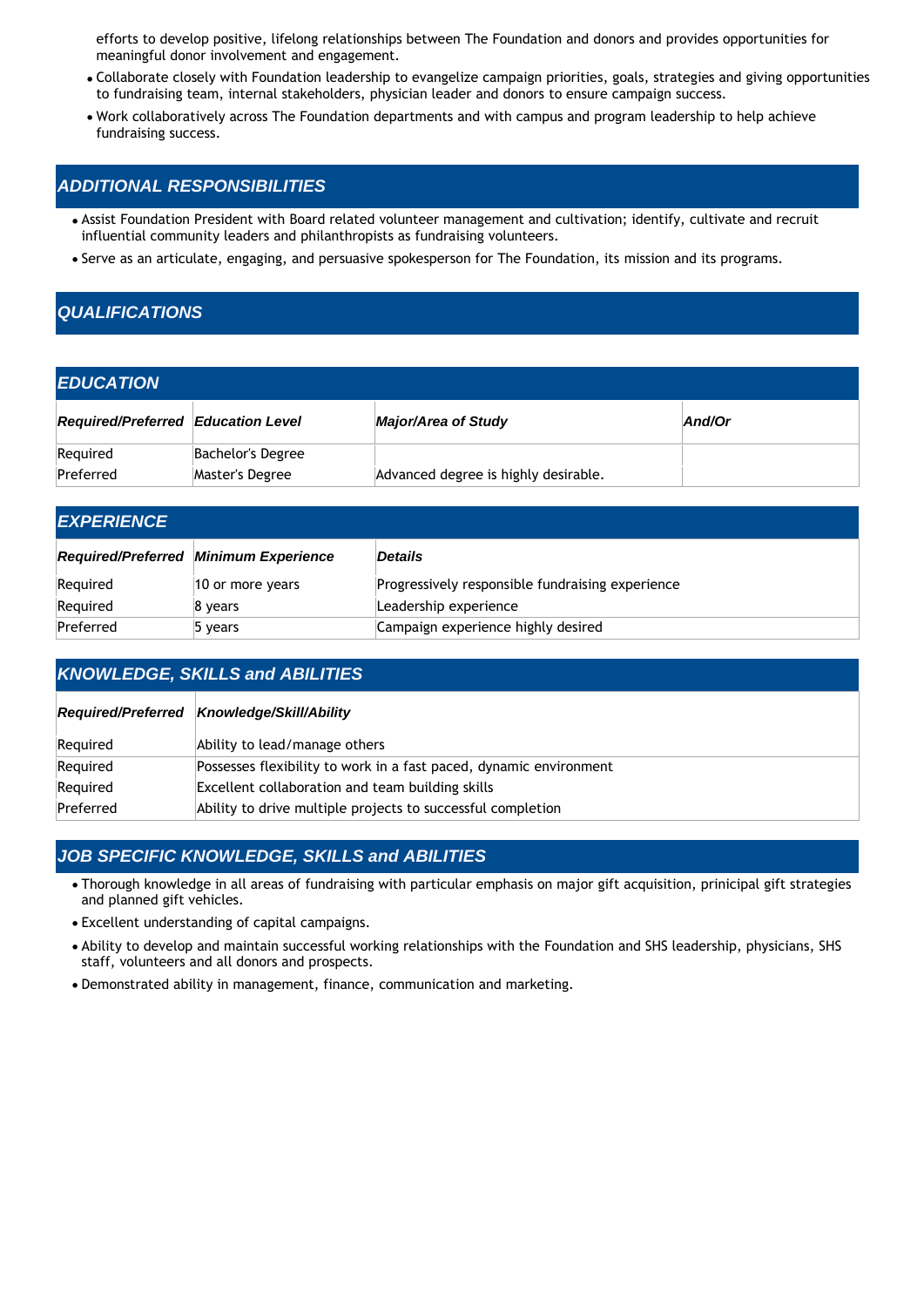efforts to develop positive, lifelong relationships between The Foundation and donors and provides opportunities for meaningful donor involvement and engagement.

- Collaborate closely with Foundation leadership to evangelize campaign priorities, goals, strategies and giving opportunities to fundraising team, internal stakeholders, physician leader and donors to ensure campaign success.
- Work collaboratively across The Foundation departments and with campus and program leadership to help achieve fundraising success.

## *ADDITIONAL RESPONSIBILITIES*

- Assist Foundation President with Board related volunteer management and cultivation; identify, cultivate and recruit influential community leaders and philanthropists as fundraising volunteers.
- Serve as an articulate, engaging, and persuasive spokesperson for The Foundation, its mission and its programs.

## *QUALIFICATIONS*

### *EDUCATION*

| *Required/Preferred* | *Education Level* | *Major/Area of Study* | *And/Or* |
|---|---|---|---|
| Required | Bachelor's Degree | | |
| Preferred | Master's Degree | Advanced degree is highly desirable. | |

### *EXPERIENCE*

| *Required/Preferred* | *Minimum Experience* | *Details* |
|---|---|---|
| Required | 10 or more years | Progressively responsible fundraising experience |
| Required | 8 years | Leadership experience |
| Preferred | 5 years | Campaign experience highly desired |

### *KNOWLEDGE, SKILLS and ABILITIES*

| *Required/Preferred* | *Knowledge/Skill/Ability* |
|---|---|
| Required | Ability to lead/manage others |
| Required | Possesses flexibility to work in a fast paced, dynamic environment |
| Required | Excellent collaboration and team building skills |
| Preferred | Ability to drive multiple projects to successful completion |

### *JOB SPECIFIC KNOWLEDGE, SKILLS and ABILITIES*

- Thorough knowledge in all areas of fundraising with particular emphasis on major gift acquisition, prinicipal gift strategies and planned gift vehicles.
- Excellent understanding of capital campaigns.
- Ability to develop and maintain successful working relationships with the Foundation and SHS leadership, physicians, SHS staff, volunteers and all donors and prospects.
- Demonstrated ability in management, finance, communication and marketing.